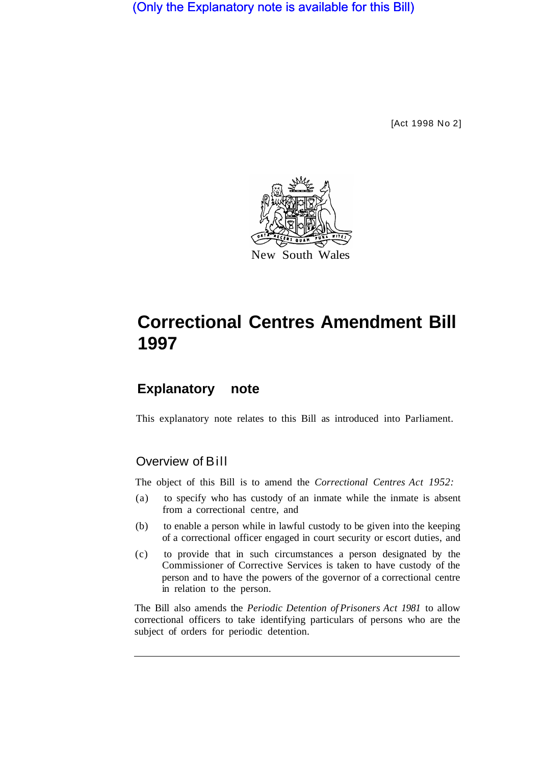(Only the Explanatory note is available for this Bill)

[Act 1998 No 2]

New South Wales

# Correctional Centres Amendment Bill 1997

## Explanatory note

This explanatory note relates to this Bill as introduced into Parliament.

### Overview of Bill

The object of this Bill is to amend the *Correctional Centres Act 1952:*

(a) to specify who has custody of an inmate while the inmate is absent from a correctional centre, and

(b) to enable a person while in lawful custody to be given into the keeping of a correctional officer engaged in court security or escort duties, and

(c) to provide that in such circumstances a person designated by the Commissioner of Corrective Services is taken to have custody of the person and to have the powers of the governor of a correctional centre in relation to the person.

The Bill also amends the *Periodic Detention of Prisoners Act 1981* to allow correctional officers to take identifying particulars of persons who are the subject of orders for periodic detention.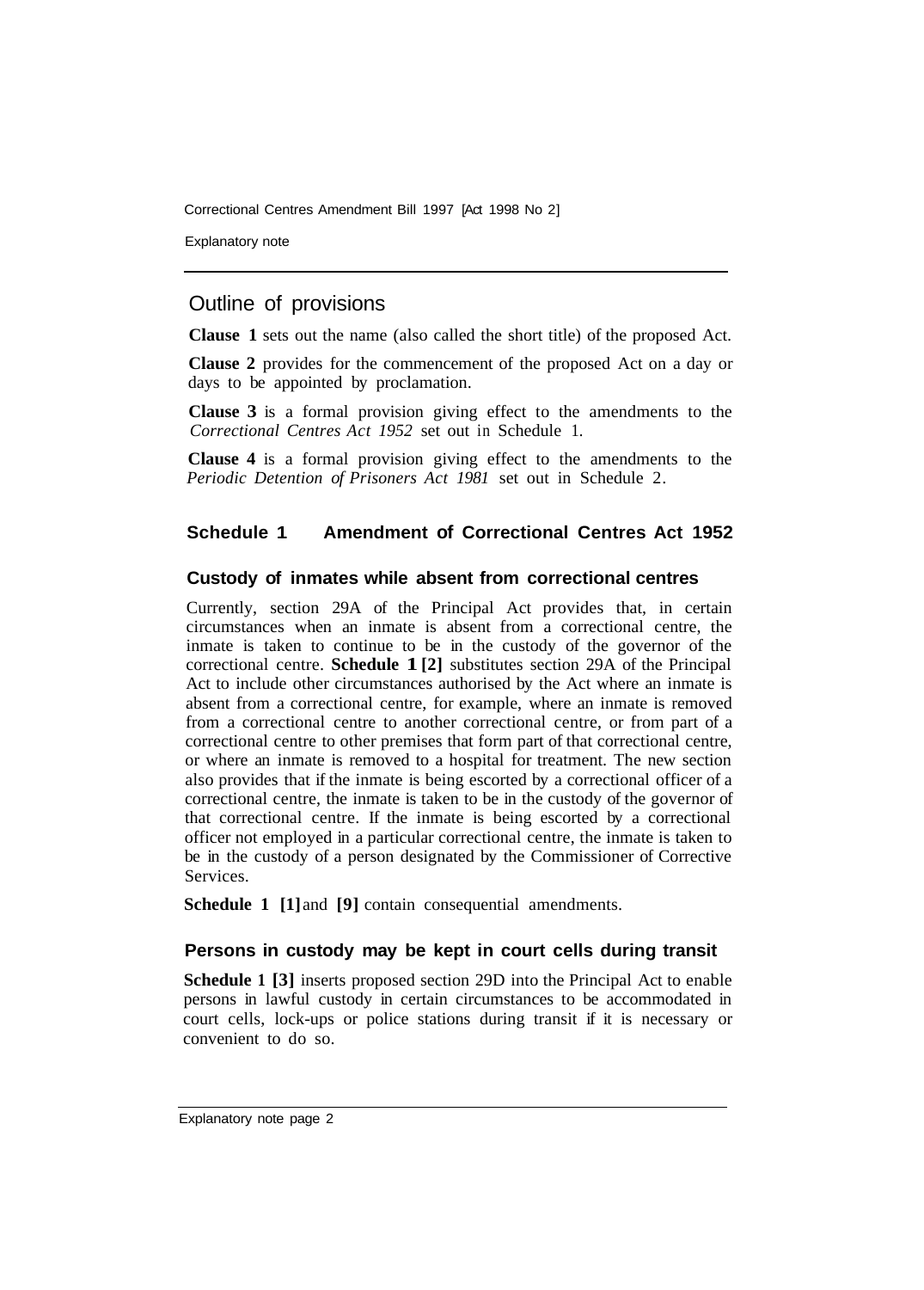## Outline of provisions

**Clause 1** sets out the name (also called the short title) of the proposed Act.

**Clause 2** provides for the commencement of the proposed Act on a day or days to be appointed by proclamation.

**Clause 3** is a formal provision giving effect to the amendments to the *Correctional Centres Act 1952* set out in Schedule 1.

**Clause 4** is a formal provision giving effect to the amendments to the *Periodic Detention of Prisoners Act 1981* set out in Schedule 2.

### Schedule 1 Amendment of Correctional Centres Act 1952

#### Custody of inmates while absent from correctional centres

Currently, section 29A of the Principal Act provides that, in certain circumstances when an inmate is absent from a correctional centre, the inmate is taken to continue to be in the custody of the governor of the correctional centre. **Schedule 1 [2]** substitutes section 29A of the Principal Act to include other circumstances authorised by the Act where an inmate is absent from a correctional centre, for example, where an inmate is removed from a correctional centre to another correctional centre, or from part of a correctional centre to other premises that form part of that correctional centre, or where an inmate is removed to a hospital for treatment. The new section also provides that if the inmate is being escorted by a correctional officer of a correctional centre, the inmate is taken to be in the custody of the governor of that correctional centre. If the inmate is being escorted by a correctional officer not employed in a particular correctional centre, the inmate is taken to be in the custody of a person designated by the Commissioner of Corrective Services.

**Schedule 1 [1]** and **[9]** contain consequential amendments.

#### Persons in custody may be kept in court cells during transit

**Schedule 1 [3]** inserts proposed section 29D into the Principal Act to enable persons in lawful custody in certain circumstances to be accommodated in court cells, lock-ups or police stations during transit if it is necessary or convenient to do so.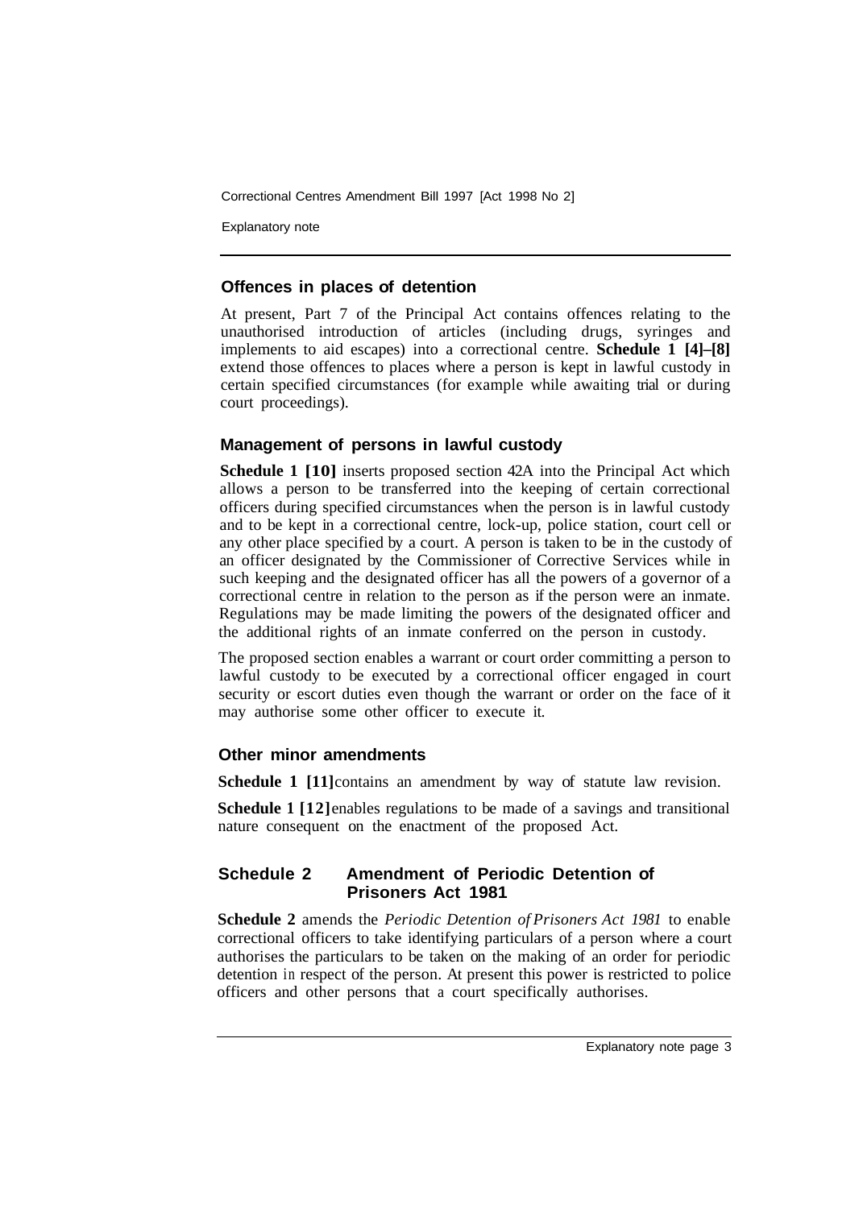## Offences in places of detention

At present, Part 7 of the Principal Act contains offences relating to the unauthorised introduction of articles (including drugs, syringes and implements to aid escapes) into a correctional centre. **Schedule 1 [4]–[8]** extend those offences to places where a person is kept in lawful custody in certain specified circumstances (for example while awaiting trial or during court proceedings).

## Management of persons in lawful custody

**Schedule 1 [10]** inserts proposed section 42A into the Principal Act which allows a person to be transferred into the keeping of certain correctional officers during specified circumstances when the person is in lawful custody and to be kept in a correctional centre, lock-up, police station, court cell or any other place specified by a court. A person is taken to be in the custody of an officer designated by the Commissioner of Corrective Services while in such keeping and the designated officer has all the powers of a governor of a correctional centre in relation to the person as if the person were an inmate. Regulations may be made limiting the powers of the designated officer and the additional rights of an inmate conferred on the person in custody.

The proposed section enables a warrant or court order committing a person to lawful custody to be executed by a correctional officer engaged in court security or escort duties even though the warrant or order on the face of it may authorise some other officer to execute it.

## Other minor amendments

**Schedule 1 [11]** contains an amendment by way of statute law revision.

**Schedule 1 [12]** enables regulations to be made of a savings and transitional nature consequent on the enactment of the proposed Act.

## Schedule 2 Amendment of Periodic Detention of Prisoners Act 1981

**Schedule 2** amends the *Periodic Detention of Prisoners Act 1981* to enable correctional officers to take identifying particulars of a person where a court authorises the particulars to be taken on the making of an order for periodic detention in respect of the person. At present this power is restricted to police officers and other persons that a court specifically authorises.